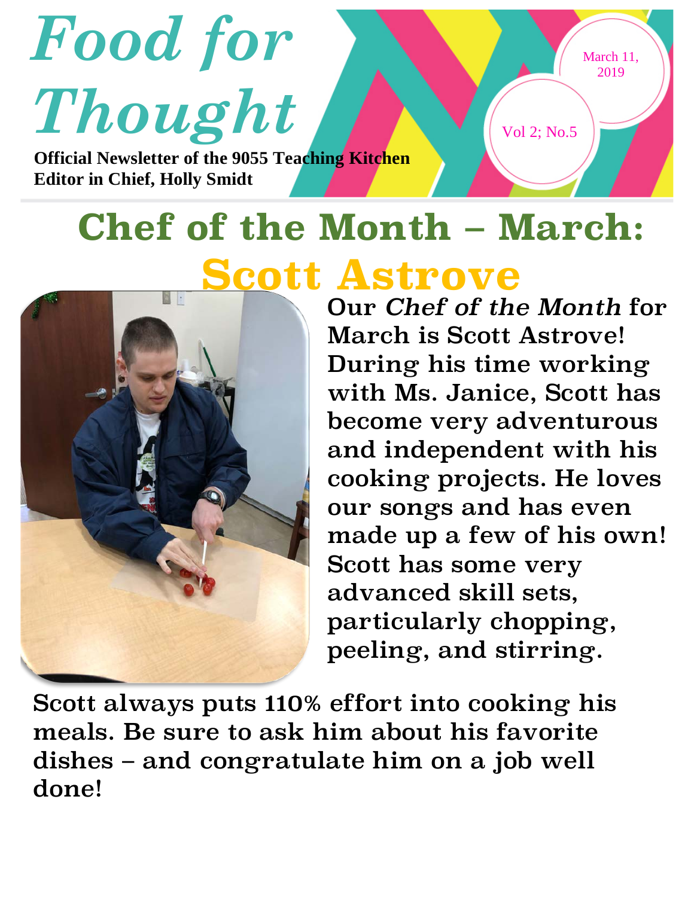# Food for Thought

**Official Newsletter of the 9055 Teaching Kitchen**
**Editor in Chief, Holly Smidt**

March 11, 2019

Vol 2; No.5

## Chef of the Month – March: Scott Astrove

Our *Chef of the Month* for March is Scott Astrove! During his time working with Ms. Janice, Scott has become very adventurous and independent with his cooking projects. He loves our songs and has even made up a few of his own! Scott has some very advanced skill sets, particularly chopping, peeling, and stirring.

Scott always puts 110% effort into cooking his meals. Be sure to ask him about his favorite dishes – and congratulate him on a job well done!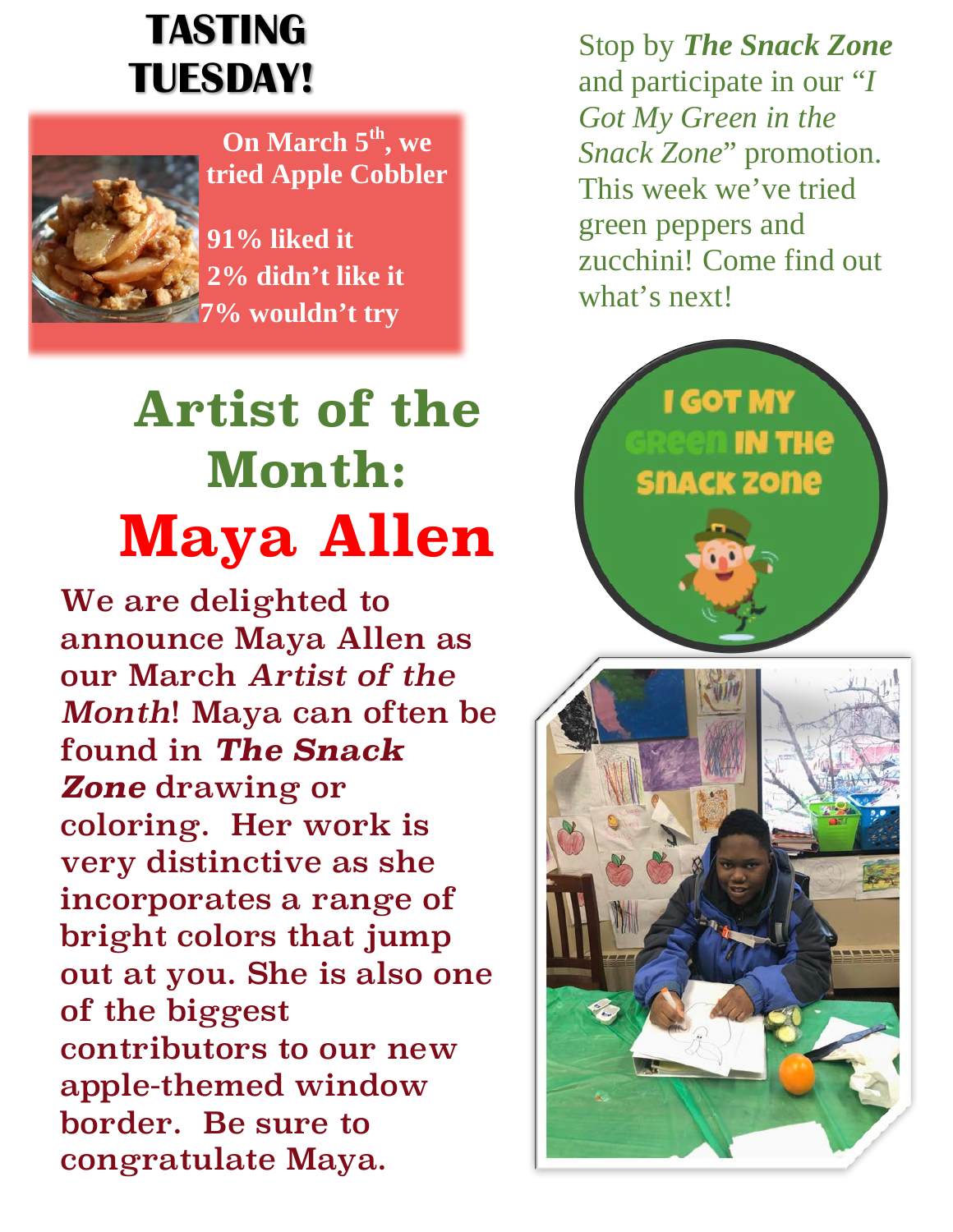# TASTING TUESDAY!

**On March 5th, we tried Apple Cobbler**

**91% liked it**
**2% didn't like it**
**7% wouldn't try**

Stop by ***The Snack Zone*** and participate in our "*I Got My Green in the Snack Zone*" promotion. This week we've tried green peppers and zucchini! Come find out what's next!

# Artist of the Month: Maya Allen

We are delighted to announce Maya Allen as our March *Artist of the Month*! Maya can often be found in ***The Snack Zone*** drawing or coloring. Her work is very distinctive as she incorporates a range of bright colors that jump out at you. She is also one of the biggest contributors to our new apple-themed window border. Be sure to congratulate Maya.